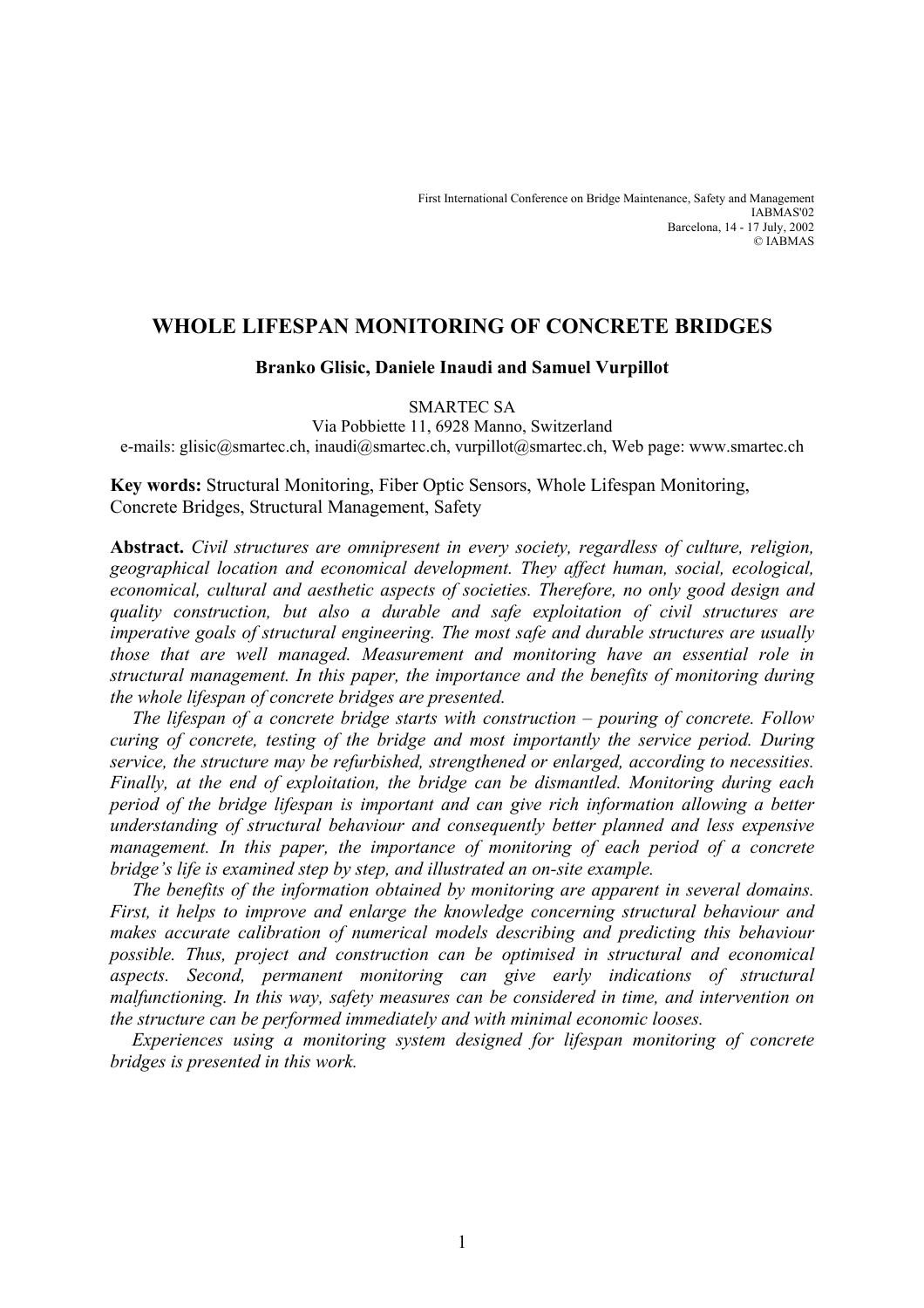First International Conference on Bridge Maintenance, Safety and Management
IABMAS'02
Barcelona, 14 - 17 July, 2002
© IABMAS

# WHOLE LIFESPAN MONITORING OF CONCRETE BRIDGES

**Branko Glisic, Daniele Inaudi and Samuel Vurpillot**

SMARTEC SA
Via Pobbiette 11, 6928 Manno, Switzerland
e-mails: glisic@smartec.ch, inaudi@smartec.ch, vurpillot@smartec.ch, Web page: www.smartec.ch

**Key words:** Structural Monitoring, Fiber Optic Sensors, Whole Lifespan Monitoring, Concrete Bridges, Structural Management, Safety

**Abstract.** *Civil structures are omnipresent in every society, regardless of culture, religion, geographical location and economical development. They affect human, social, ecological, economical, cultural and aesthetic aspects of societies. Therefore, no only good design and quality construction, but also a durable and safe exploitation of civil structures are imperative goals of structural engineering. The most safe and durable structures are usually those that are well managed. Measurement and monitoring have an essential role in structural management. In this paper, the importance and the benefits of monitoring during the whole lifespan of concrete bridges are presented.*

*The lifespan of a concrete bridge starts with construction – pouring of concrete. Follow curing of concrete, testing of the bridge and most importantly the service period. During service, the structure may be refurbished, strengthened or enlarged, according to necessities. Finally, at the end of exploitation, the bridge can be dismantled. Monitoring during each period of the bridge lifespan is important and can give rich information allowing a better understanding of structural behaviour and consequently better planned and less expensive management. In this paper, the importance of monitoring of each period of a concrete bridge's life is examined step by step, and illustrated an on-site example.*

*The benefits of the information obtained by monitoring are apparent in several domains. First, it helps to improve and enlarge the knowledge concerning structural behaviour and makes accurate calibration of numerical models describing and predicting this behaviour possible. Thus, project and construction can be optimised in structural and economical aspects. Second, permanent monitoring can give early indications of structural malfunctioning. In this way, safety measures can be considered in time, and intervention on the structure can be performed immediately and with minimal economic looses.*

*Experiences using a monitoring system designed for lifespan monitoring of concrete bridges is presented in this work.*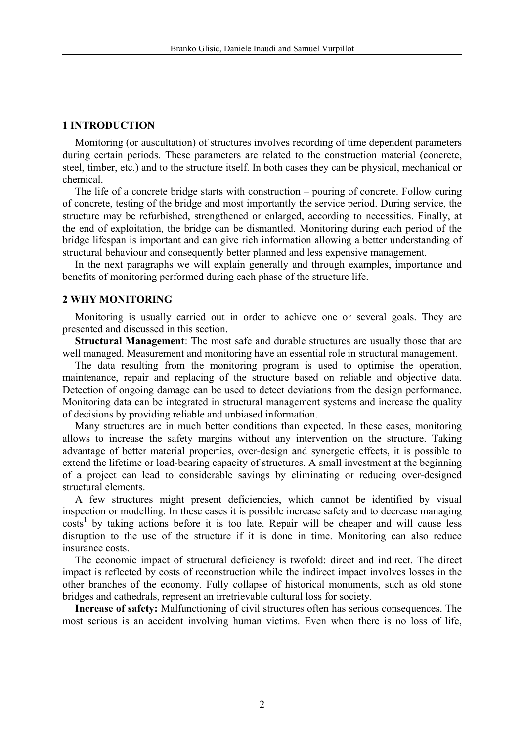## 1 INTRODUCTION

Monitoring (or auscultation) of structures involves recording of time dependent parameters during certain periods. These parameters are related to the construction material (concrete, steel, timber, etc.) and to the structure itself. In both cases they can be physical, mechanical or chemical.

The life of a concrete bridge starts with construction – pouring of concrete. Follow curing of concrete, testing of the bridge and most importantly the service period. During service, the structure may be refurbished, strengthened or enlarged, according to necessities. Finally, at the end of exploitation, the bridge can be dismantled. Monitoring during each period of the bridge lifespan is important and can give rich information allowing a better understanding of structural behaviour and consequently better planned and less expensive management.

In the next paragraphs we will explain generally and through examples, importance and benefits of monitoring performed during each phase of the structure life.

## 2 WHY MONITORING

Monitoring is usually carried out in order to achieve one or several goals. They are presented and discussed in this section.

**Structural Management**: The most safe and durable structures are usually those that are well managed. Measurement and monitoring have an essential role in structural management.

The data resulting from the monitoring program is used to optimise the operation, maintenance, repair and replacing of the structure based on reliable and objective data. Detection of ongoing damage can be used to detect deviations from the design performance. Monitoring data can be integrated in structural management systems and increase the quality of decisions by providing reliable and unbiased information.

Many structures are in much better conditions than expected. In these cases, monitoring allows to increase the safety margins without any intervention on the structure. Taking advantage of better material properties, over-design and synergetic effects, it is possible to extend the lifetime or load-bearing capacity of structures. A small investment at the beginning of a project can lead to considerable savings by eliminating or reducing over-designed structural elements.

A few structures might present deficiencies, which cannot be identified by visual inspection or modelling. In these cases it is possible increase safety and to decrease managing costs[1] by taking actions before it is too late. Repair will be cheaper and will cause less disruption to the use of the structure if it is done in time. Monitoring can also reduce insurance costs.

The economic impact of structural deficiency is twofold: direct and indirect. The direct impact is reflected by costs of reconstruction while the indirect impact involves losses in the other branches of the economy. Fully collapse of historical monuments, such as old stone bridges and cathedrals, represent an irretrievable cultural loss for society.

**Increase of safety:** Malfunctioning of civil structures often has serious consequences. The most serious is an accident involving human victims. Even when there is no loss of life,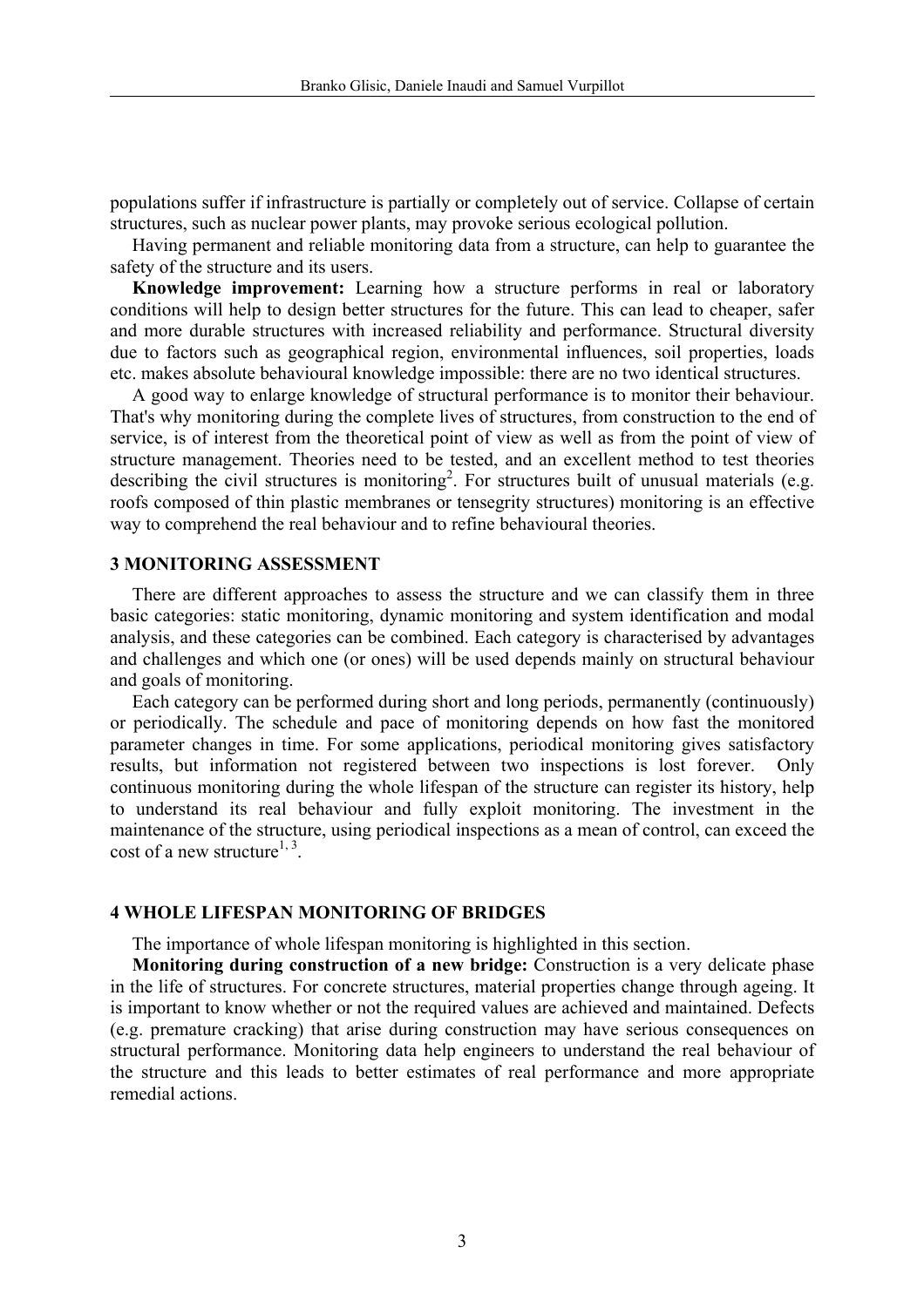populations suffer if infrastructure is partially or completely out of service. Collapse of certain structures, such as nuclear power plants, may provoke serious ecological pollution.

Having permanent and reliable monitoring data from a structure, can help to guarantee the safety of the structure and its users.

**Knowledge improvement:** Learning how a structure performs in real or laboratory conditions will help to design better structures for the future. This can lead to cheaper, safer and more durable structures with increased reliability and performance. Structural diversity due to factors such as geographical region, environmental influences, soil properties, loads etc. makes absolute behavioural knowledge impossible: there are no two identical structures.

A good way to enlarge knowledge of structural performance is to monitor their behaviour. That's why monitoring during the complete lives of structures, from construction to the end of service, is of interest from the theoretical point of view as well as from the point of view of structure management. Theories need to be tested, and an excellent method to test theories describing the civil structures is monitoring[2]. For structures built of unusual materials (e.g. roofs composed of thin plastic membranes or tensegrity structures) monitoring is an effective way to comprehend the real behaviour and to refine behavioural theories.

## 3 MONITORING ASSESSMENT

There are different approaches to assess the structure and we can classify them in three basic categories: static monitoring, dynamic monitoring and system identification and modal analysis, and these categories can be combined. Each category is characterised by advantages and challenges and which one (or ones) will be used depends mainly on structural behaviour and goals of monitoring.

Each category can be performed during short and long periods, permanently (continuously) or periodically. The schedule and pace of monitoring depends on how fast the monitored parameter changes in time. For some applications, periodical monitoring gives satisfactory results, but information not registered between two inspections is lost forever. Only continuous monitoring during the whole lifespan of the structure can register its history, help to understand its real behaviour and fully exploit monitoring. The investment in the maintenance of the structure, using periodical inspections as a mean of control, can exceed the cost of a new structure[1, 3].

## 4 WHOLE LIFESPAN MONITORING OF BRIDGES

The importance of whole lifespan monitoring is highlighted in this section.

**Monitoring during construction of a new bridge:** Construction is a very delicate phase in the life of structures. For concrete structures, material properties change through ageing. It is important to know whether or not the required values are achieved and maintained. Defects (e.g. premature cracking) that arise during construction may have serious consequences on structural performance. Monitoring data help engineers to understand the real behaviour of the structure and this leads to better estimates of real performance and more appropriate remedial actions.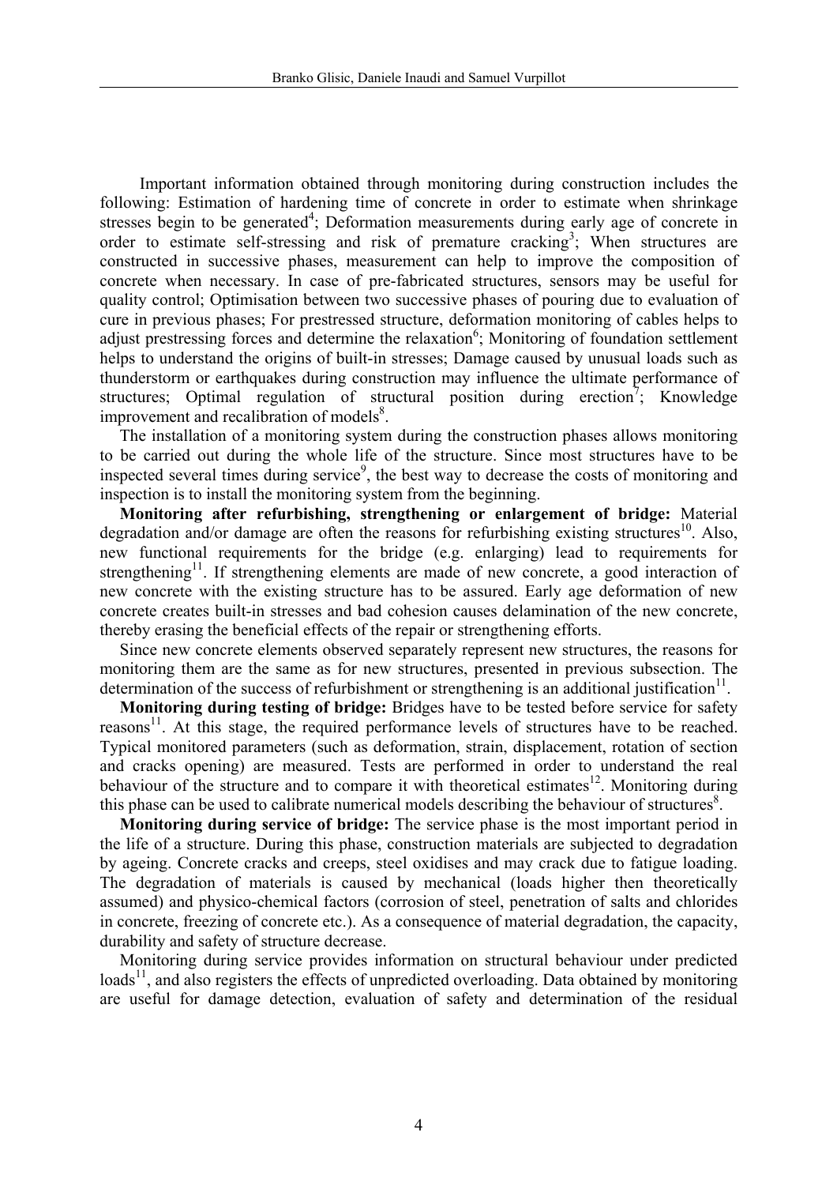Important information obtained through monitoring during construction includes the following: Estimation of hardening time of concrete in order to estimate when shrinkage stresses begin to be generated[4]; Deformation measurements during early age of concrete in order to estimate self-stressing and risk of premature cracking[3]; When structures are constructed in successive phases, measurement can help to improve the composition of concrete when necessary. In case of pre-fabricated structures, sensors may be useful for quality control; Optimisation between two successive phases of pouring due to evaluation of cure in previous phases; For prestressed structure, deformation monitoring of cables helps to adjust prestressing forces and determine the relaxation[6]; Monitoring of foundation settlement helps to understand the origins of built-in stresses; Damage caused by unusual loads such as thunderstorm or earthquakes during construction may influence the ultimate performance of structures; Optimal regulation of structural position during erection[7]; Knowledge improvement and recalibration of models[8].

The installation of a monitoring system during the construction phases allows monitoring to be carried out during the whole life of the structure. Since most structures have to be inspected several times during service[9], the best way to decrease the costs of monitoring and inspection is to install the monitoring system from the beginning.

**Monitoring after refurbishing, strengthening or enlargement of bridge:** Material degradation and/or damage are often the reasons for refurbishing existing structures[10]. Also, new functional requirements for the bridge (e.g. enlarging) lead to requirements for strengthening[11]. If strengthening elements are made of new concrete, a good interaction of new concrete with the existing structure has to be assured. Early age deformation of new concrete creates built-in stresses and bad cohesion causes delamination of the new concrete, thereby erasing the beneficial effects of the repair or strengthening efforts.

Since new concrete elements observed separately represent new structures, the reasons for monitoring them are the same as for new structures, presented in previous subsection. The determination of the success of refurbishment or strengthening is an additional justification[11].

**Monitoring during testing of bridge:** Bridges have to be tested before service for safety reasons[11]. At this stage, the required performance levels of structures have to be reached. Typical monitored parameters (such as deformation, strain, displacement, rotation of section and cracks opening) are measured. Tests are performed in order to understand the real behaviour of the structure and to compare it with theoretical estimates[12]. Monitoring during this phase can be used to calibrate numerical models describing the behaviour of structures[8].

**Monitoring during service of bridge:** The service phase is the most important period in the life of a structure. During this phase, construction materials are subjected to degradation by ageing. Concrete cracks and creeps, steel oxidises and may crack due to fatigue loading. The degradation of materials is caused by mechanical (loads higher then theoretically assumed) and physico-chemical factors (corrosion of steel, penetration of salts and chlorides in concrete, freezing of concrete etc.). As a consequence of material degradation, the capacity, durability and safety of structure decrease.

Monitoring during service provides information on structural behaviour under predicted loads[11], and also registers the effects of unpredicted overloading. Data obtained by monitoring are useful for damage detection, evaluation of safety and determination of the residual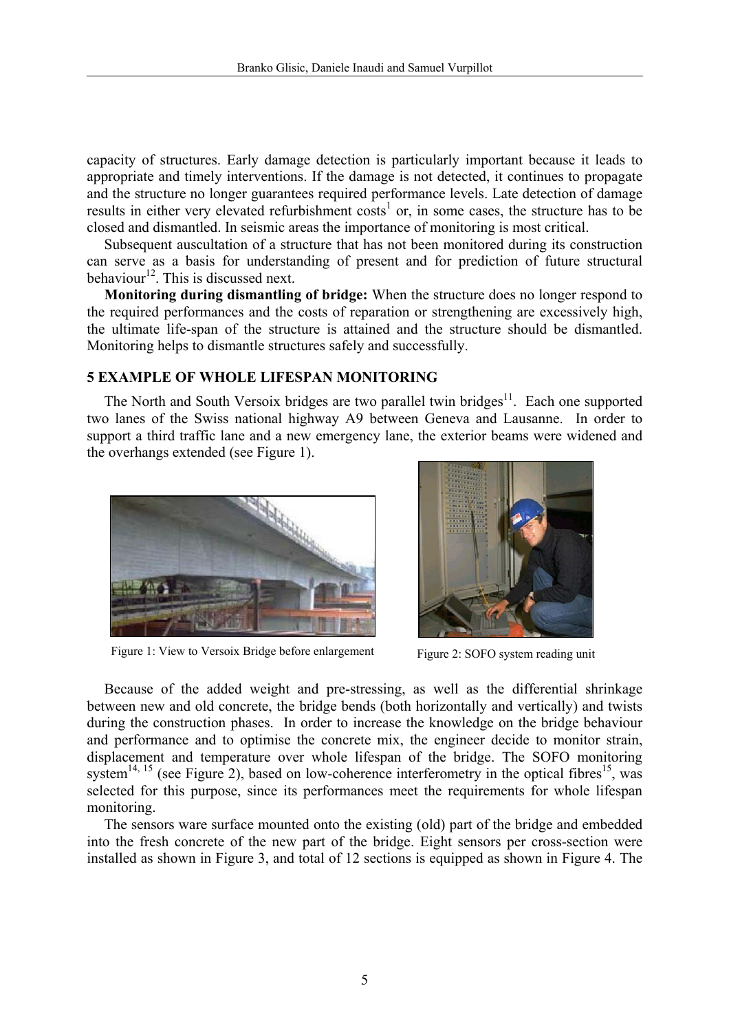capacity of structures. Early damage detection is particularly important because it leads to appropriate and timely interventions. If the damage is not detected, it continues to propagate and the structure no longer guarantees required performance levels. Late detection of damage results in either very elevated refurbishment costs[1] or, in some cases, the structure has to be closed and dismantled. In seismic areas the importance of monitoring is most critical.

Subsequent auscultation of a structure that has not been monitored during its construction can serve as a basis for understanding of present and for prediction of future structural behaviour[12]. This is discussed next.

**Monitoring during dismantling of bridge:** When the structure does no longer respond to the required performances and the costs of reparation or strengthening are excessively high, the ultimate life-span of the structure is attained and the structure should be dismantled. Monitoring helps to dismantle structures safely and successfully.

## 5 EXAMPLE OF WHOLE LIFESPAN MONITORING

The North and South Versoix bridges are two parallel twin bridges[11]. Each one supported two lanes of the Swiss national highway A9 between Geneva and Lausanne. In order to support a third traffic lane and a new emergency lane, the exterior beams were widened and the overhangs extended (see Figure 1).

Figure 1: View to Versoix Bridge before enlargement

Figure 2: SOFO system reading unit

Because of the added weight and pre-stressing, as well as the differential shrinkage between new and old concrete, the bridge bends (both horizontally and vertically) and twists during the construction phases. In order to increase the knowledge on the bridge behaviour and performance and to optimise the concrete mix, the engineer decide to monitor strain, displacement and temperature over whole lifespan of the bridge. The SOFO monitoring system[14, 15] (see Figure 2), based on low-coherence interferometry in the optical fibres[15], was selected for this purpose, since its performances meet the requirements for whole lifespan monitoring.

The sensors ware surface mounted onto the existing (old) part of the bridge and embedded into the fresh concrete of the new part of the bridge. Eight sensors per cross-section were installed as shown in Figure 3, and total of 12 sections is equipped as shown in Figure 4. The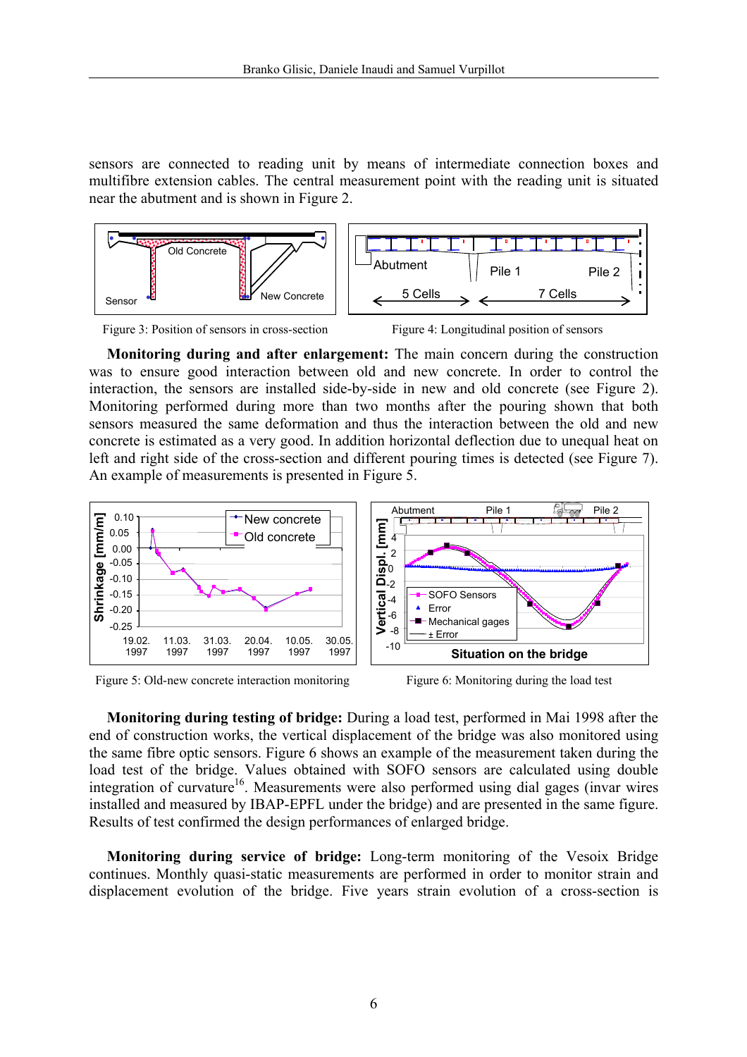sensors are connected to reading unit by means of intermediate connection boxes and multifibre extension cables. The central measurement point with the reading unit is situated near the abutment and is shown in Figure 2.

Figure 3: Position of sensors in cross-section

Figure 4: Longitudinal position of sensors

**Monitoring during and after enlargement:** The main concern during the construction was to ensure good interaction between old and new concrete. In order to control the interaction, the sensors are installed side-by-side in new and old concrete (see Figure 2). Monitoring performed during more than two months after the pouring shown that both sensors measured the same deformation and thus the interaction between the old and new concrete is estimated as a very good. In addition horizontal deflection due to unequal heat on left and right side of the cross-section and different pouring times is detected (see Figure 7). An example of measurements is presented in Figure 5.

Figure 5: Old-new concrete interaction monitoring

Figure 6: Monitoring during the load test

**Monitoring during testing of bridge:** During a load test, performed in Mai 1998 after the end of construction works, the vertical displacement of the bridge was also monitored using the same fibre optic sensors. Figure 6 shows an example of the measurement taken during the load test of the bridge. Values obtained with SOFO sensors are calculated using double integration of curvature[16]. Measurements were also performed using dial gages (invar wires installed and measured by IBAP-EPFL under the bridge) and are presented in the same figure. Results of test confirmed the design performances of enlarged bridge.

**Monitoring during service of bridge:** Long-term monitoring of the Vesoix Bridge continues. Monthly quasi-static measurements are performed in order to monitor strain and displacement evolution of the bridge. Five years strain evolution of a cross-section is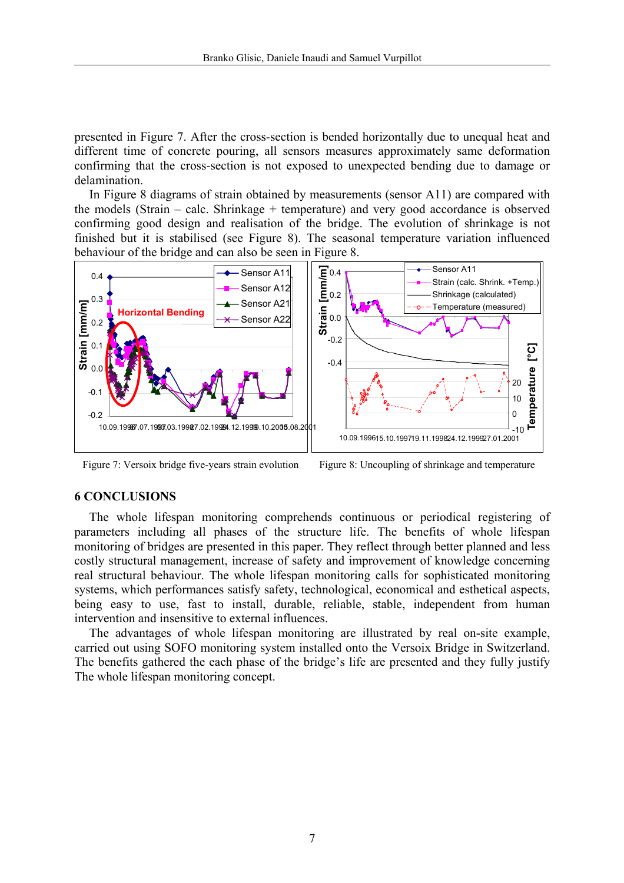presented in Figure 7. After the cross-section is bended horizontally due to unequal heat and different time of concrete pouring, all sensors measures approximately same deformation confirming that the cross-section is not exposed to unexpected bending due to damage or delamination.

In Figure 8 diagrams of strain obtained by measurements (sensor A11) are compared with the models (Strain – calc. Shrinkage + temperature) and very good accordance is observed confirming good design and realisation of the bridge. The evolution of shrinkage is not finished but it is stabilised (see Figure 8). The seasonal temperature variation influenced behaviour of the bridge and can also be seen in Figure 8.

Figure 7: Versoix bridge five-years strain evolution

Figure 8: Uncoupling of shrinkage and temperature

## 6 CONCLUSIONS

The whole lifespan monitoring comprehends continuous or periodical registering of parameters including all phases of the structure life. The benefits of whole lifespan monitoring of bridges are presented in this paper. They reflect through better planned and less costly structural management, increase of safety and improvement of knowledge concerning real structural behaviour. The whole lifespan monitoring calls for sophisticated monitoring systems, which performances satisfy safety, technological, economical and esthetical aspects, being easy to use, fast to install, durable, reliable, stable, independent from human intervention and insensitive to external influences.

The advantages of whole lifespan monitoring are illustrated by real on-site example, carried out using SOFO monitoring system installed onto the Versoix Bridge in Switzerland. The benefits gathered the each phase of the bridge's life are presented and they fully justify The whole lifespan monitoring concept.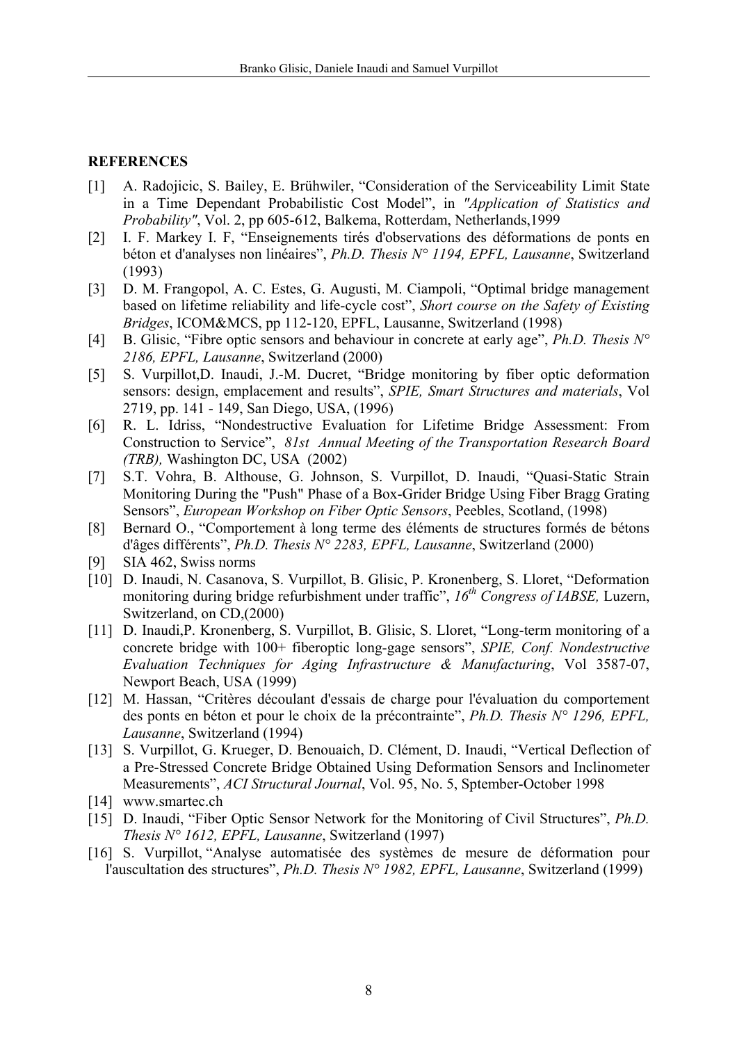## REFERENCES

[1] A. Radojicic, S. Bailey, E. Brühwiler, "Consideration of the Serviceability Limit State in a Time Dependant Probabilistic Cost Model", in *"Application of Statistics and Probability"*, Vol. 2, pp 605-612, Balkema, Rotterdam, Netherlands,1999

[2] I. F. Markey I. F, "Enseignements tirés d'observations des déformations de ponts en béton et d'analyses non linéaires", *Ph.D. Thesis N° 1194, EPFL, Lausanne*, Switzerland (1993)

[3] D. M. Frangopol, A. C. Estes, G. Augusti, M. Ciampoli, "Optimal bridge management based on lifetime reliability and life-cycle cost", *Short course on the Safety of Existing Bridges*, ICOM&MCS, pp 112-120, EPFL, Lausanne, Switzerland (1998)

[4] B. Glisic, "Fibre optic sensors and behaviour in concrete at early age", *Ph.D. Thesis N° 2186, EPFL, Lausanne*, Switzerland (2000)

[5] S. Vurpillot,D. Inaudi, J.-M. Ducret, "Bridge monitoring by fiber optic deformation sensors: design, emplacement and results", *SPIE, Smart Structures and materials*, Vol 2719, pp. 141 - 149, San Diego, USA, (1996)

[6] R. L. Idriss, "Nondestructive Evaluation for Lifetime Bridge Assessment: From Construction to Service", *81st Annual Meeting of the Transportation Research Board (TRB),* Washington DC, USA (2002)

[7] S.T. Vohra, B. Althouse, G. Johnson, S. Vurpillot, D. Inaudi, "Quasi-Static Strain Monitoring During the "Push" Phase of a Box-Grider Bridge Using Fiber Bragg Grating Sensors", *European Workshop on Fiber Optic Sensors*, Peebles, Scotland, (1998)

[8] Bernard O., "Comportement à long terme des éléments de structures formés de bétons d'âges différents", *Ph.D. Thesis N° 2283, EPFL, Lausanne*, Switzerland (2000)

[9] SIA 462, Swiss norms

[10] D. Inaudi, N. Casanova, S. Vurpillot, B. Glisic, P. Kronenberg, S. Lloret, "Deformation monitoring during bridge refurbishment under traffic", *16th Congress of IABSE,* Luzern, Switzerland, on CD,(2000)

[11] D. Inaudi,P. Kronenberg, S. Vurpillot, B. Glisic, S. Lloret, "Long-term monitoring of a concrete bridge with 100+ fiberoptic long-gage sensors", *SPIE, Conf. Nondestructive Evaluation Techniques for Aging Infrastructure & Manufacturing*, Vol 3587-07, Newport Beach, USA (1999)

[12] M. Hassan, "Critères découlant d'essais de charge pour l'évaluation du comportement des ponts en béton et pour le choix de la précontrainte", *Ph.D. Thesis N° 1296, EPFL, Lausanne*, Switzerland (1994)

[13] S. Vurpillot, G. Krueger, D. Benouaich, D. Clément, D. Inaudi, "Vertical Deflection of a Pre-Stressed Concrete Bridge Obtained Using Deformation Sensors and Inclinometer Measurements", *ACI Structural Journal*, Vol. 95, No. 5, Sptember-October 1998

[14] www.smartec.ch

[15] D. Inaudi, "Fiber Optic Sensor Network for the Monitoring of Civil Structures", *Ph.D. Thesis N° 1612, EPFL, Lausanne*, Switzerland (1997)

[16] S. Vurpillot, "Analyse automatisée des systèmes de mesure de déformation pour l'auscultation des structures", *Ph.D. Thesis N° 1982, EPFL, Lausanne*, Switzerland (1999)